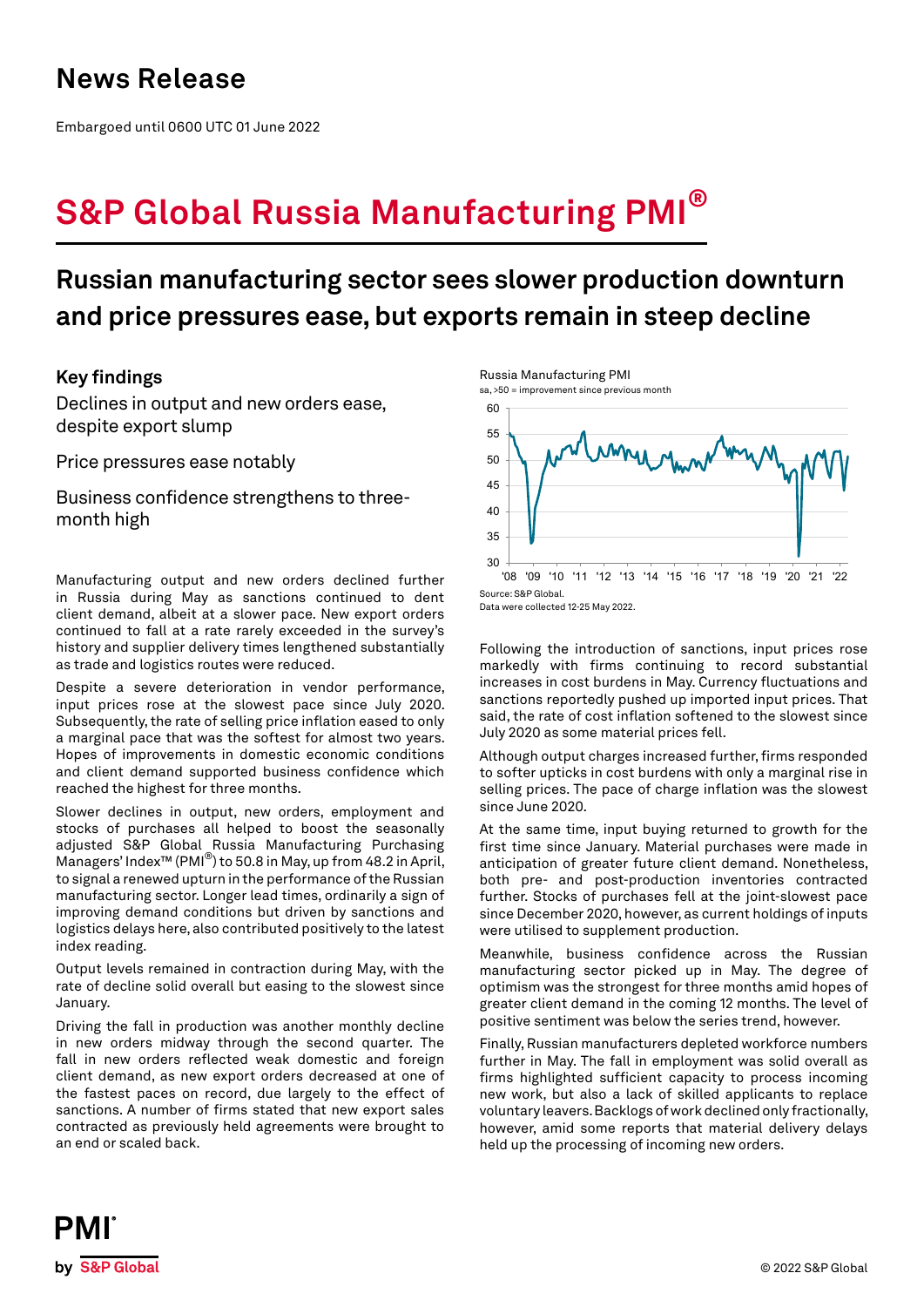# News Release

Embargoed until 0600 UTC 01 June 2022

# S&P Global Russia Manufacturing PMI®

## Russian manufacturing sector sees slower production downturn and price pressures ease, but exports remain in steep decline

### Key findings

Declines in output and new orders ease, despite export slump

Price pressures ease notably

Business confidence strengthens to three-month high

Russia Manufacturing PMI
sa, >50 = improvement since previous month

Source: S&P Global.
Data were collected 12-25 May 2022.

Manufacturing output and new orders declined further in Russia during May as sanctions continued to dent client demand, albeit at a slower pace. New export orders continued to fall at a rate rarely exceeded in the survey's history and supplier delivery times lengthened substantially as trade and logistics routes were reduced.

Despite a severe deterioration in vendor performance, input prices rose at the slowest pace since July 2020. Subsequently, the rate of selling price inflation eased to only a marginal pace that was the softest for almost two years. Hopes of improvements in domestic economic conditions and client demand supported business confidence which reached the highest for three months.

Slower declines in output, new orders, employment and stocks of purchases all helped to boost the seasonally adjusted S&P Global Russia Manufacturing Purchasing Managers' Index™ (PMI®) to 50.8 in May, up from 48.2 in April, to signal a renewed upturn in the performance of the Russian manufacturing sector. Longer lead times, ordinarily a sign of improving demand conditions but driven by sanctions and logistics delays here, also contributed positively to the latest index reading.

Output levels remained in contraction during May, with the rate of decline solid overall but easing to the slowest since January.

Driving the fall in production was another monthly decline in new orders midway through the second quarter. The fall in new orders reflected weak domestic and foreign client demand, as new export orders decreased at one of the fastest paces on record, due largely to the effect of sanctions. A number of firms stated that new export sales contracted as previously held agreements were brought to an end or scaled back.

Following the introduction of sanctions, input prices rose markedly with firms continuing to record substantial increases in cost burdens in May. Currency fluctuations and sanctions reportedly pushed up imported input prices. That said, the rate of cost inflation softened to the slowest since July 2020 as some material prices fell.

Although output charges increased further, firms responded to softer upticks in cost burdens with only a marginal rise in selling prices. The pace of charge inflation was the slowest since June 2020.

At the same time, input buying returned to growth for the first time since January. Material purchases were made in anticipation of greater future client demand. Nonetheless, both pre- and post-production inventories contracted further. Stocks of purchases fell at the joint-slowest pace since December 2020, however, as current holdings of inputs were utilised to supplement production.

Meanwhile, business confidence across the Russian manufacturing sector picked up in May. The degree of optimism was the strongest for three months amid hopes of greater client demand in the coming 12 months. The level of positive sentiment was below the series trend, however.

Finally, Russian manufacturers depleted workforce numbers further in May. The fall in employment was solid overall as firms highlighted sufficient capacity to process incoming new work, but also a lack of skilled applicants to replace voluntary leavers. Backlogs of work declined only fractionally, however, amid some reports that material delivery delays held up the processing of incoming new orders.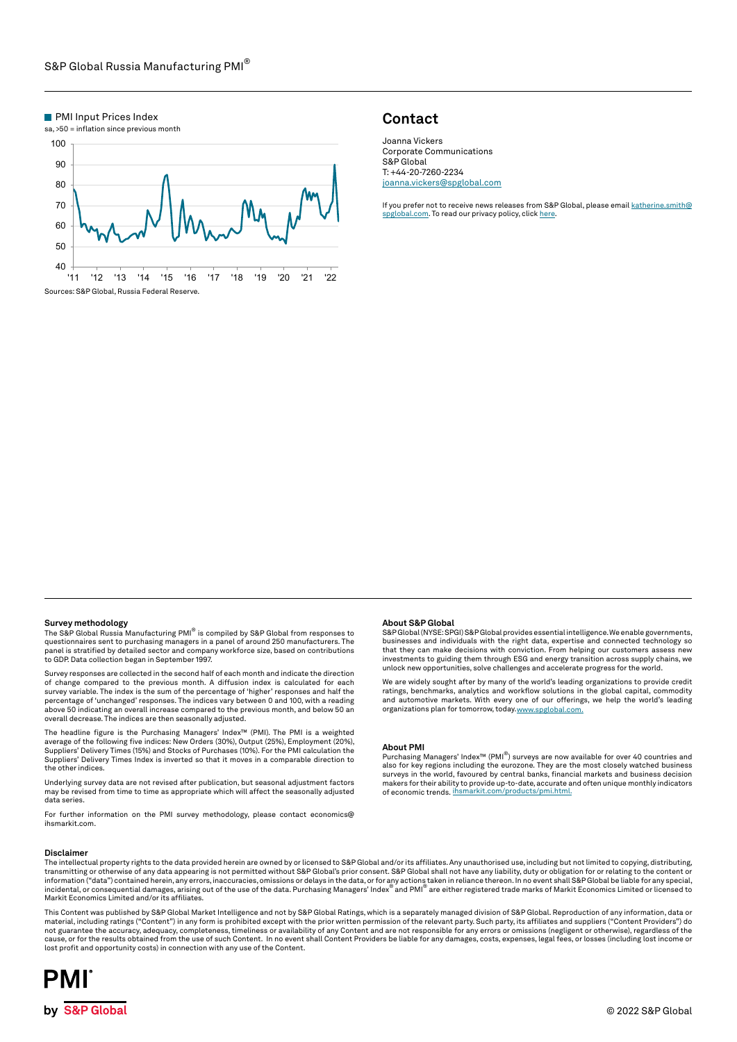■ PMI Input Prices Index

sa, >50 = inflation since previous month

100
90
80
70
60
50
40

'11 '12 '13 '14 '15 '16 '17 '18 '19 '20 '21 '22

Sources: S&P Global, Russia Federal Reserve.

## Contact

Joanna Vickers
Corporate Communications
S&P Global
T: +44-20-7260-2234
[joanna.vickers@spglobal.com](mailto:joanna.vickers@spglobal.com)

If you prefer not to receive news releases from S&P Global, please email [katherine.smith@spglobal.com](mailto:katherine.smith@spglobal.com). To read our privacy policy, click [here](#).

### Survey methodology

The S&P Global Russia Manufacturing PMI® is compiled by S&P Global from responses to questionnaires sent to purchasing managers in a panel of around 250 manufacturers. The panel is stratified by detailed sector and company workforce size, based on contributions to GDP. Data collection began in September 1997.

Survey responses are collected in the second half of each month and indicate the direction of change compared to the previous month. A diffusion index is calculated for each survey variable. The index is the sum of the percentage of 'higher' responses and half the percentage of 'unchanged' responses. The indices vary between 0 and 100, with a reading above 50 indicating an overall increase compared to the previous month, and below 50 an overall decrease. The indices are then seasonally adjusted.

The headline figure is the Purchasing Managers' Index™ (PMI). The PMI is a weighted average of the following five indices: New Orders (30%), Output (25%), Employment (20%), Suppliers' Delivery Times (15%) and Stocks of Purchases (10%). For the PMI calculation the Suppliers' Delivery Times Index is inverted so that it moves in a comparable direction to the other indices.

Underlying survey data are not revised after publication, but seasonal adjustment factors may be revised from time to time as appropriate which will affect the seasonally adjusted data series.

For further information on the PMI survey methodology, please contact economics@ihsmarkit.com.

### About S&P Global

S&P Global (NYSE: SPGI) S&P Global provides essential intelligence. We enable governments, businesses and individuals with the right data, expertise and connected technology so that they can make decisions with conviction. From helping our customers assess new investments to guiding them through ESG and energy transition across supply chains, we unlock new opportunities, solve challenges and accelerate progress for the world.

We are widely sought after by many of the world's leading organizations to provide credit ratings, benchmarks, analytics and workflow solutions in the global capital, commodity and automotive markets. With every one of our offerings, we help the world's leading organizations plan for tomorrow, today. [www.spglobal.com.](http://www.spglobal.com)

### About PMI

Purchasing Managers' Index™ (PMI®) surveys are now available for over 40 countries and also for key regions including the eurozone. They are the most closely watched business surveys in the world, favoured by central banks, financial markets and business decision makers for their ability to provide up-to-date, accurate and often unique monthly indicators of economic trends. [ihsmarkit.com/products/pmi.html.](https://ihsmarkit.com/products/pmi.html)

### Disclaimer

The intellectual property rights to the data provided herein are owned by or licensed to S&P Global and/or its affiliates. Any unauthorised use, including but not limited to copying, distributing, transmitting or otherwise of any data appearing is not permitted without S&P Global's prior consent. S&P Global shall not have any liability, duty or obligation for or relating to the content or information ("data") contained herein, any errors, inaccuracies, omissions or delays in the data, or for any actions taken in reliance thereon. In no event shall S&P Global be liable for any special, incidental, or consequential damages, arising out of the use of the data. Purchasing Managers' Index® and PMI® are either registered trade marks of Markit Economics Limited or licensed to Markit Economics Limited and/or its affiliates.

This Content was published by S&P Global Market Intelligence and not by S&P Global Ratings, which is a separately managed division of S&P Global. Reproduction of any information, data or material, including ratings ("Content") in any form is prohibited except with the prior written permission of the relevant party. Such party, its affiliates and suppliers ("Content Providers") do not guarantee the accuracy, adequacy, completeness, timeliness or availability of any Content and are not responsible for any errors or omissions (negligent or otherwise), regardless of the cause, or for the results obtained from the use of such Content. In no event shall Content Providers be liable for any damages, costs, expenses, legal fees, or losses (including lost income or lost profit and opportunity costs) in connection with any use of the Content.

PMI® by S&P Global

© 2022 S&P Global